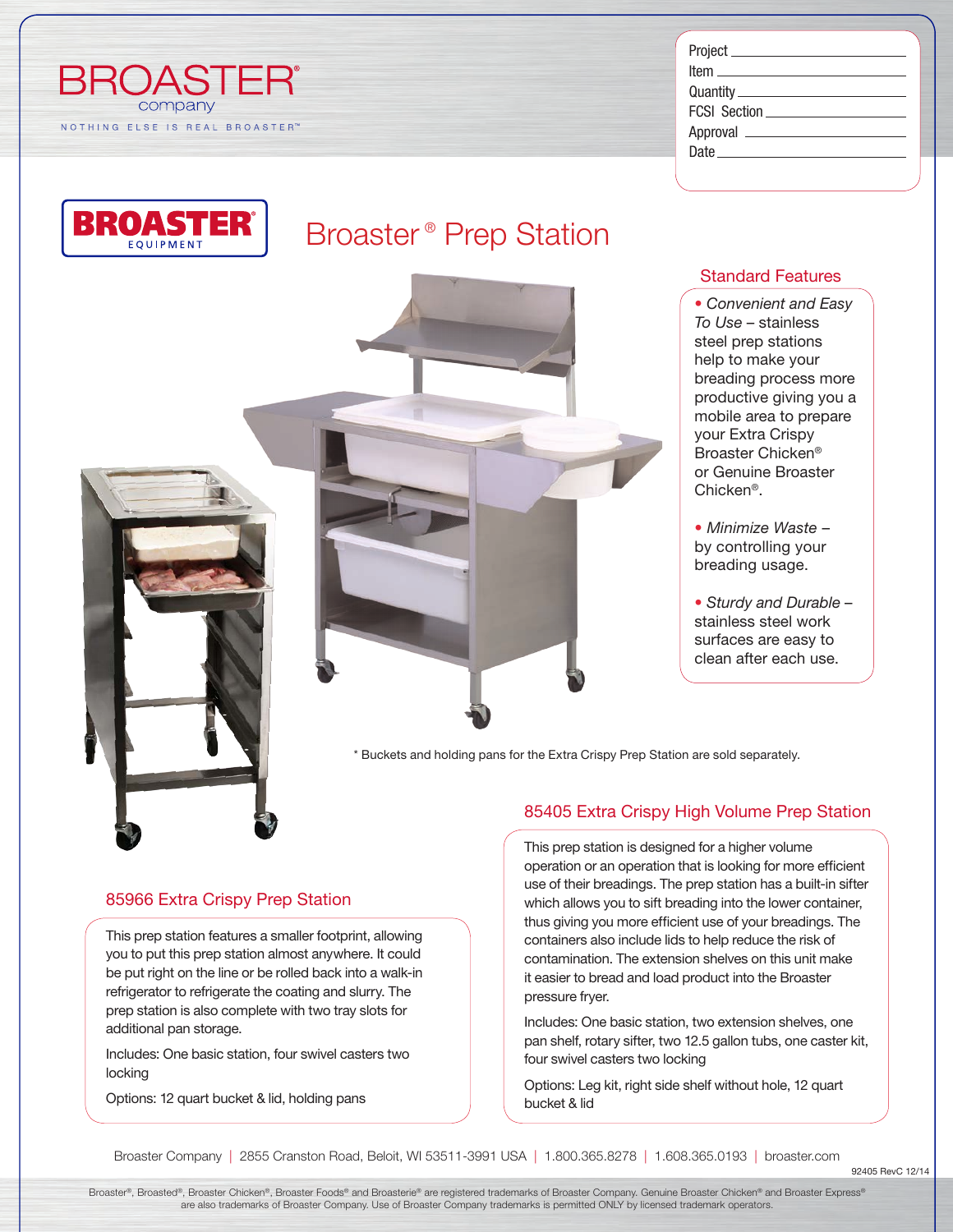BROASTER® company

NOTHING ELSE IS REAL BROASTER™

Project ____________________
Item ____________________
Quantity ____________________
FCSI Section ____________________
Approval ____________________
Date ____________________

BROASTER® EQUIPMENT

# Broaster® Prep Station

## Standard Features

- *Convenient and Easy To Use* – stainless steel prep stations help to make your breading process more productive giving you a mobile area to prepare your Extra Crispy Broaster Chicken® or Genuine Broaster Chicken®.
- *Minimize Waste* – by controlling your breading usage.
- *Sturdy and Durable* – stainless steel work surfaces are easy to clean after each use.

* Buckets and holding pans for the Extra Crispy Prep Station are sold separately.

## 85966 Extra Crispy Prep Station

This prep station features a smaller footprint, allowing you to put this prep station almost anywhere. It could be put right on the line or be rolled back into a walk-in refrigerator to refrigerate the coating and slurry. The prep station is also complete with two tray slots for additional pan storage.

Includes: One basic station, four swivel casters two locking

Options: 12 quart bucket & lid, holding pans

## 85405 Extra Crispy High Volume Prep Station

This prep station is designed for a higher volume operation or an operation that is looking for more efficient use of their breadings. The prep station has a built-in sifter which allows you to sift breading into the lower container, thus giving you more efficient use of your breadings. The containers also include lids to help reduce the risk of contamination. The extension shelves on this unit make it easier to bread and load product into the Broaster pressure fryer.

Includes: One basic station, two extension shelves, one pan shelf, rotary sifter, two 12.5 gallon tubs, one caster kit, four swivel casters two locking

Options: Leg kit, right side shelf without hole, 12 quart bucket & lid

Broaster Company | 2855 Cranston Road, Beloit, WI 53511-3991 USA | 1.800.365.8278 | 1.608.365.0193 | broaster.com

92405 RevC 12/14

Broaster®, Broasted®, Broaster Chicken®, Broaster Foods® and Broasterie® are registered trademarks of Broaster Company. Genuine Broaster Chicken® and Broaster Express® are also trademarks of Broaster Company. Use of Broaster Company trademarks is permitted ONLY by licensed trademark operators.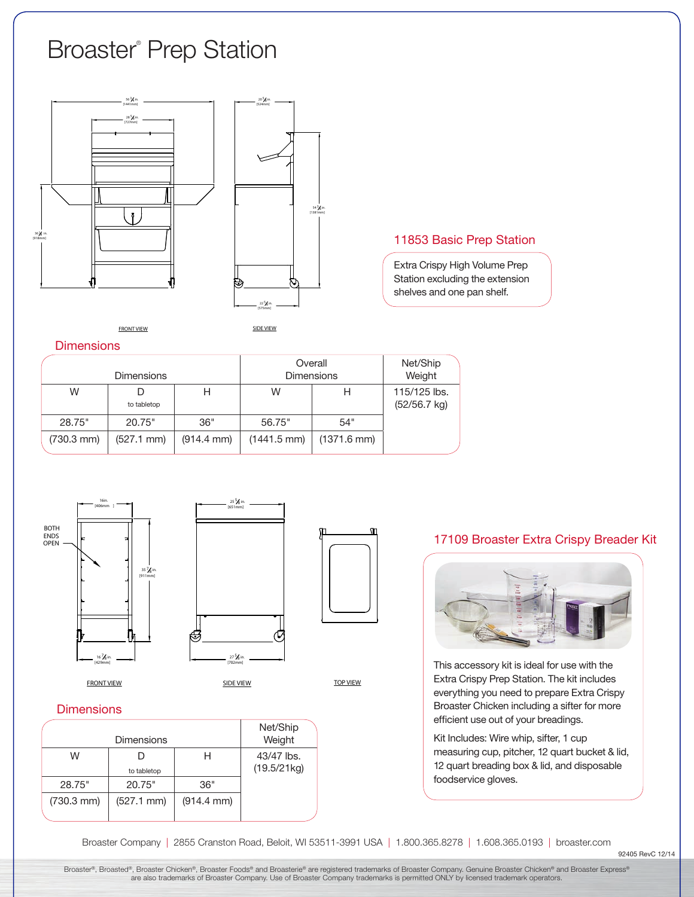# Broaster® Prep Station

FRONT VIEW

SIDE VIEW

## 11853 Basic Prep Station

Extra Crispy High Volume Prep Station excluding the extension shelves and one pan shelf.

## Dimensions

| Dimensions | | | Overall Dimensions | | Net/Ship Weight |
|---|---|---|---|---|---|
| W | D to tabletop | H | W | H | 115/125 lbs. (52/56.7 kg) |
| 28.75" | 20.75" | 36" | 56.75" | 54" | |
| (730.3 mm) | (527.1 mm) | (914.4 mm) | (1441.5 mm) | (1371.6 mm) | |

BOTH ENDS OPEN

FRONT VIEW

SIDE VIEW

TOP VIEW

## Dimensions

| Dimensions | | | Net/Ship Weight |
|---|---|---|---|
| W | D to tabletop | H | 43/47 lbs. (19.5/21kg) |
| 28.75" | 20.75" | 36" | |
| (730.3 mm) | (527.1 mm) | (914.4 mm) | |

## 17109 Broaster Extra Crispy Breader Kit

This accessory kit is ideal for use with the Extra Crispy Prep Station. The kit includes everything you need to prepare Extra Crispy Broaster Chicken including a sifter for more efficient use out of your breadings.

Kit Includes: Wire whip, sifter, 1 cup measuring cup, pitcher, 12 quart bucket & lid, 12 quart breading box & lid, and disposable foodservice gloves.

Broaster Company | 2855 Cranston Road, Beloit, WI 53511-3991 USA | 1.800.365.8278 | 1.608.365.0193 | broaster.com

92405 RevC 12/14

Broaster®, Broasted®, Broaster Chicken®, Broaster Foods® and Broasterie® are registered trademarks of Broaster Company. Genuine Broaster Chicken® and Broaster Express® are also trademarks of Broaster Company. Use of Broaster Company trademarks is permitted ONLY by licensed trademark operators.